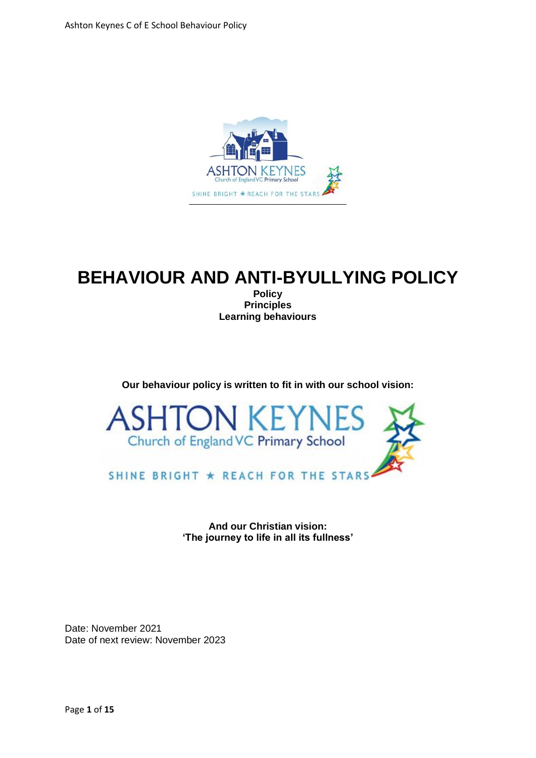# BEHAVIOUR AND ANTI-BYULLYING POLICY

**Policy**
**Principles**
**Learning behaviours**

**Our behaviour policy is written to fit in with our school vision:**

ASHTON KEYNES
Church of England VC Primary School
SHINE BRIGHT ★ REACH FOR THE STARS

**And our Christian vision:**
**'The journey to life in all its fullness'**

Date: November 2021
Date of next review: November 2023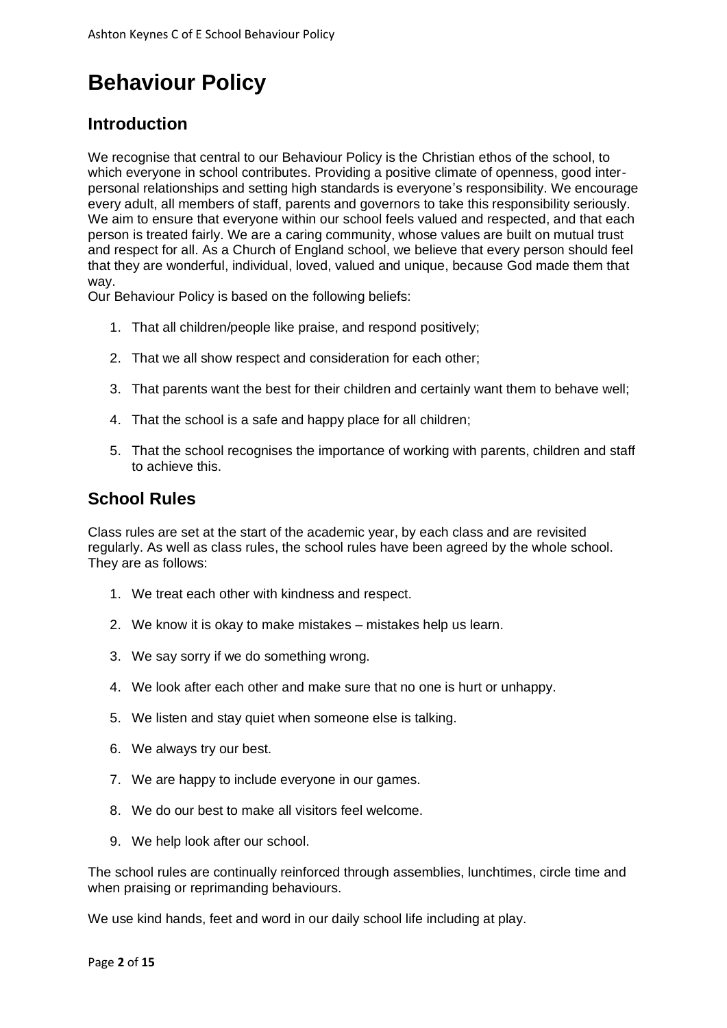# Behaviour Policy

## Introduction

We recognise that central to our Behaviour Policy is the Christian ethos of the school, to which everyone in school contributes. Providing a positive climate of openness, good inter-personal relationships and setting high standards is everyone's responsibility. We encourage every adult, all members of staff, parents and governors to take this responsibility seriously. We aim to ensure that everyone within our school feels valued and respected, and that each person is treated fairly. We are a caring community, whose values are built on mutual trust and respect for all. As a Church of England school, we believe that every person should feel that they are wonderful, individual, loved, valued and unique, because God made them that way.

Our Behaviour Policy is based on the following beliefs:

1. That all children/people like praise, and respond positively;
2. That we all show respect and consideration for each other;
3. That parents want the best for their children and certainly want them to behave well;
4. That the school is a safe and happy place for all children;
5. That the school recognises the importance of working with parents, children and staff to achieve this.

## School Rules

Class rules are set at the start of the academic year, by each class and are revisited regularly. As well as class rules, the school rules have been agreed by the whole school. They are as follows:

1. We treat each other with kindness and respect.
2. We know it is okay to make mistakes – mistakes help us learn.
3. We say sorry if we do something wrong.
4. We look after each other and make sure that no one is hurt or unhappy.
5. We listen and stay quiet when someone else is talking.
6. We always try our best.
7. We are happy to include everyone in our games.
8. We do our best to make all visitors feel welcome.
9. We help look after our school.

The school rules are continually reinforced through assemblies, lunchtimes, circle time and when praising or reprimanding behaviours.

We use kind hands, feet and word in our daily school life including at play.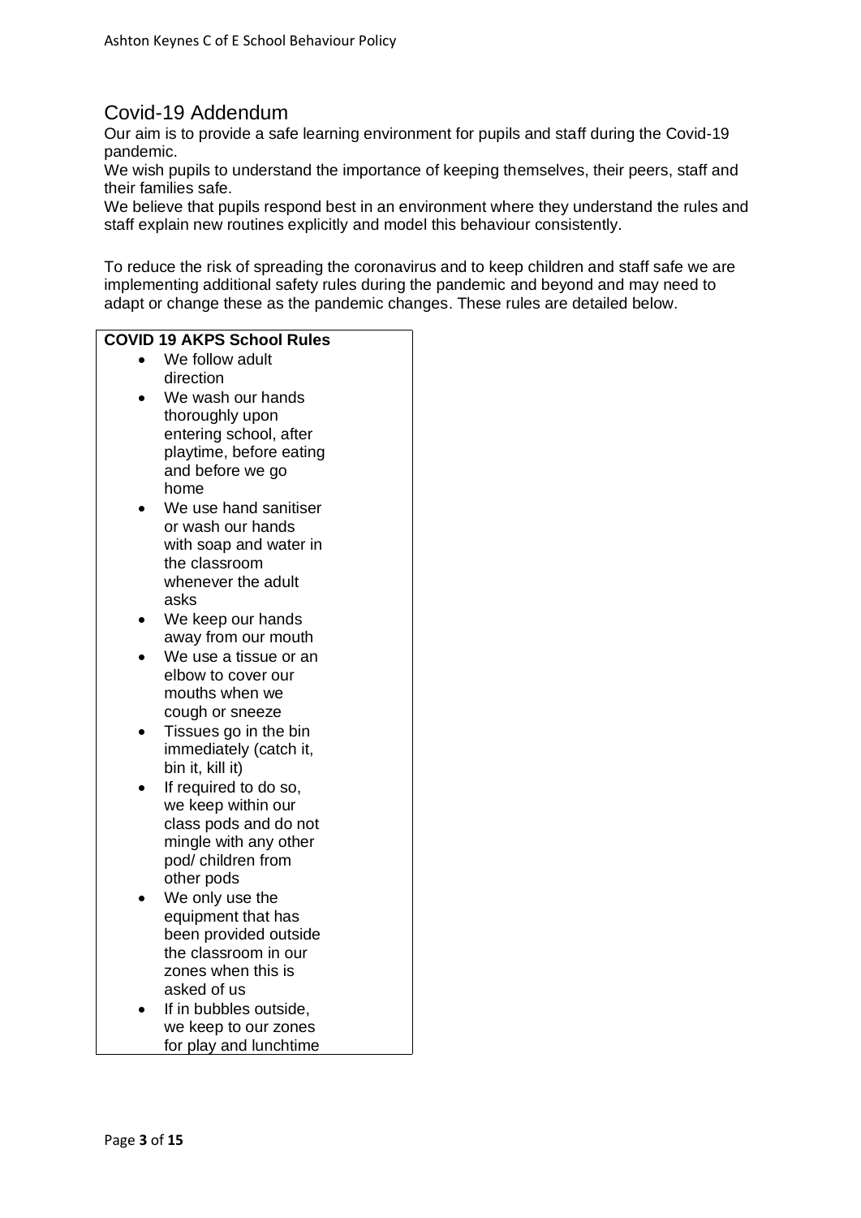## Covid-19 Addendum

Our aim is to provide a safe learning environment for pupils and staff during the Covid-19 pandemic.

We wish pupils to understand the importance of keeping themselves, their peers, staff and their families safe.

We believe that pupils respond best in an environment where they understand the rules and staff explain new routines explicitly and model this behaviour consistently.

To reduce the risk of spreading the coronavirus and to keep children and staff safe we are implementing additional safety rules during the pandemic and beyond and may need to adapt or change these as the pandemic changes. These rules are detailed below.

| **COVID 19 AKPS School Rules** |
|---|
| • We follow adult direction<br>• We wash our hands thoroughly upon entering school, after playtime, before eating and before we go home<br>• We use hand sanitiser or wash our hands with soap and water in the classroom whenever the adult asks<br>• We keep our hands away from our mouth<br>• We use a tissue or an elbow to cover our mouths when we cough or sneeze<br>• Tissues go in the bin immediately (catch it, bin it, kill it)<br>• If required to do so, we keep within our class pods and do not mingle with any other pod/ children from other pods<br>• We only use the equipment that has been provided outside the classroom in our zones when this is asked of us<br>• If in bubbles outside, we keep to our zones for play and lunchtime |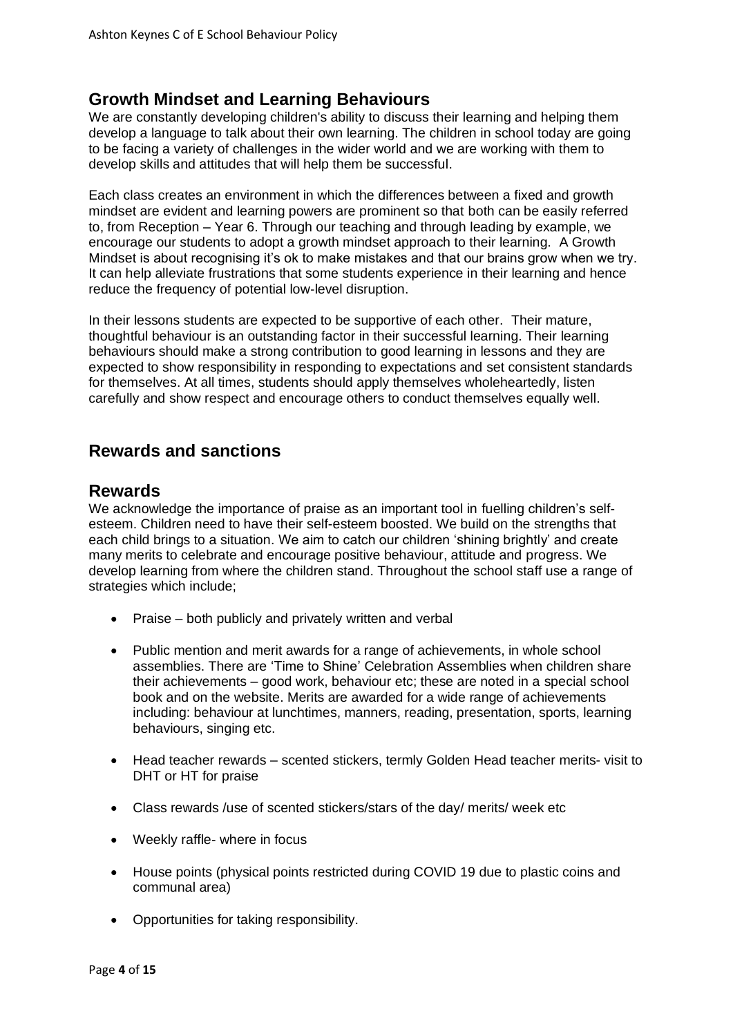## Growth Mindset and Learning Behaviours

We are constantly developing children's ability to discuss their learning and helping them develop a language to talk about their own learning. The children in school today are going to be facing a variety of challenges in the wider world and we are working with them to develop skills and attitudes that will help them be successful.

Each class creates an environment in which the differences between a fixed and growth mindset are evident and learning powers are prominent so that both can be easily referred to, from Reception – Year 6. Through our teaching and through leading by example, we encourage our students to adopt a growth mindset approach to their learning. A Growth Mindset is about recognising it's ok to make mistakes and that our brains grow when we try. It can help alleviate frustrations that some students experience in their learning and hence reduce the frequency of potential low-level disruption.

In their lessons students are expected to be supportive of each other. Their mature, thoughtful behaviour is an outstanding factor in their successful learning. Their learning behaviours should make a strong contribution to good learning in lessons and they are expected to show responsibility in responding to expectations and set consistent standards for themselves. At all times, students should apply themselves wholeheartedly, listen carefully and show respect and encourage others to conduct themselves equally well.

## Rewards and sanctions

## Rewards

We acknowledge the importance of praise as an important tool in fuelling children's self-esteem. Children need to have their self-esteem boosted. We build on the strengths that each child brings to a situation. We aim to catch our children 'shining brightly' and create many merits to celebrate and encourage positive behaviour, attitude and progress. We develop learning from where the children stand. Throughout the school staff use a range of strategies which include;

- Praise – both publicly and privately written and verbal
- Public mention and merit awards for a range of achievements, in whole school assemblies. There are 'Time to Shine' Celebration Assemblies when children share their achievements – good work, behaviour etc; these are noted in a special school book and on the website. Merits are awarded for a wide range of achievements including: behaviour at lunchtimes, manners, reading, presentation, sports, learning behaviours, singing etc.
- Head teacher rewards – scented stickers, termly Golden Head teacher merits- visit to DHT or HT for praise
- Class rewards /use of scented stickers/stars of the day/ merits/ week etc
- Weekly raffle- where in focus
- House points (physical points restricted during COVID 19 due to plastic coins and communal area)
- Opportunities for taking responsibility.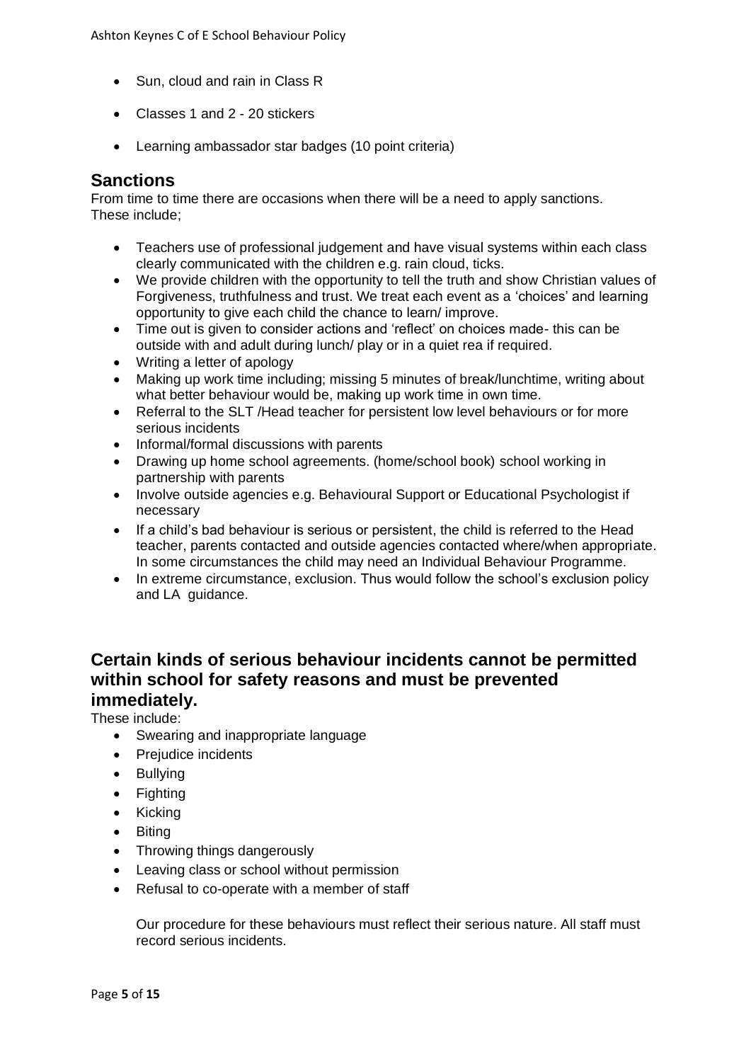- Sun, cloud and rain in Class R
- Classes 1 and 2 - 20 stickers
- Learning ambassador star badges (10 point criteria)

## Sanctions

From time to time there are occasions when there will be a need to apply sanctions. These include;

- Teachers use of professional judgement and have visual systems within each class clearly communicated with the children e.g. rain cloud, ticks.
- We provide children with the opportunity to tell the truth and show Christian values of Forgiveness, truthfulness and trust. We treat each event as a 'choices' and learning opportunity to give each child the chance to learn/ improve.
- Time out is given to consider actions and 'reflect' on choices made- this can be outside with and adult during lunch/ play or in a quiet rea if required.
- Writing a letter of apology
- Making up work time including; missing 5 minutes of break/lunchtime, writing about what better behaviour would be, making up work time in own time.
- Referral to the SLT /Head teacher for persistent low level behaviours or for more serious incidents
- Informal/formal discussions with parents
- Drawing up home school agreements. (home/school book) school working in partnership with parents
- Involve outside agencies e.g. Behavioural Support or Educational Psychologist if necessary
- If a child's bad behaviour is serious or persistent, the child is referred to the Head teacher, parents contacted and outside agencies contacted where/when appropriate. In some circumstances the child may need an Individual Behaviour Programme.
- In extreme circumstance, exclusion. Thus would follow the school's exclusion policy and LA guidance.

## Certain kinds of serious behaviour incidents cannot be permitted within school for safety reasons and must be prevented immediately.

These include:

- Swearing and inappropriate language
- Prejudice incidents
- Bullying
- Fighting
- Kicking
- Biting
- Throwing things dangerously
- Leaving class or school without permission
- Refusal to co-operate with a member of staff

Our procedure for these behaviours must reflect their serious nature. All staff must record serious incidents.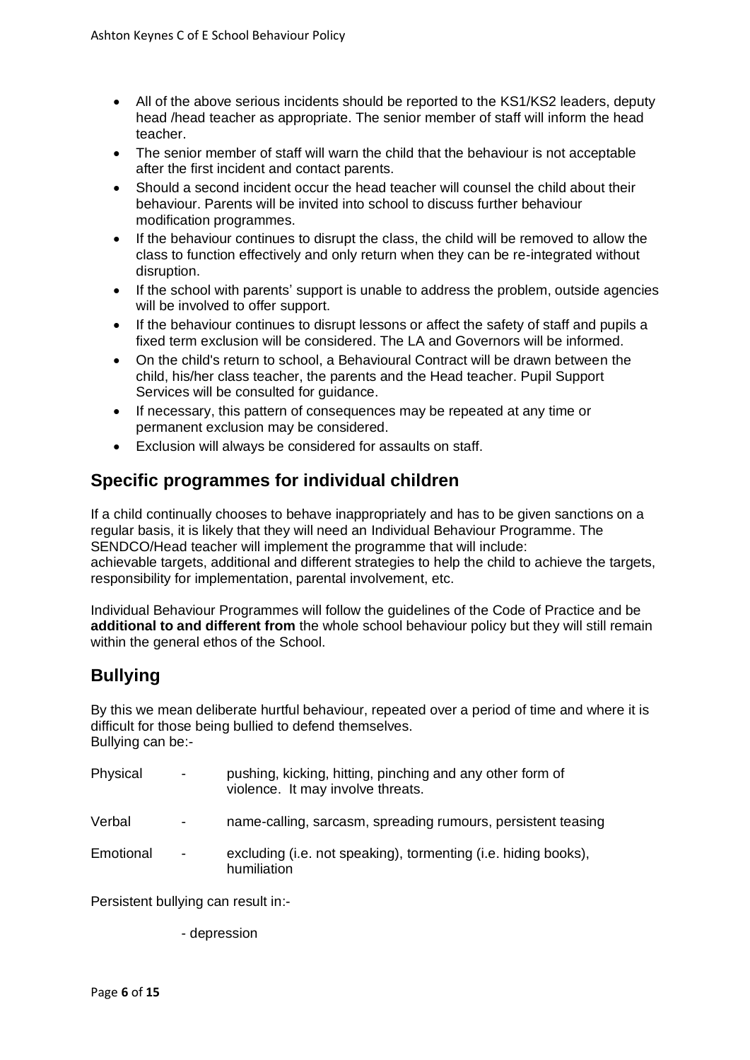- All of the above serious incidents should be reported to the KS1/KS2 leaders, deputy head /head teacher as appropriate. The senior member of staff will inform the head teacher.
- The senior member of staff will warn the child that the behaviour is not acceptable after the first incident and contact parents.
- Should a second incident occur the head teacher will counsel the child about their behaviour. Parents will be invited into school to discuss further behaviour modification programmes.
- If the behaviour continues to disrupt the class, the child will be removed to allow the class to function effectively and only return when they can be re-integrated without disruption.
- If the school with parents' support is unable to address the problem, outside agencies will be involved to offer support.
- If the behaviour continues to disrupt lessons or affect the safety of staff and pupils a fixed term exclusion will be considered. The LA and Governors will be informed.
- On the child's return to school, a Behavioural Contract will be drawn between the child, his/her class teacher, the parents and the Head teacher. Pupil Support Services will be consulted for guidance.
- If necessary, this pattern of consequences may be repeated at any time or permanent exclusion may be considered.
- Exclusion will always be considered for assaults on staff.

## Specific programmes for individual children

If a child continually chooses to behave inappropriately and has to be given sanctions on a regular basis, it is likely that they will need an Individual Behaviour Programme. The SENDCO/Head teacher will implement the programme that will include:
achievable targets, additional and different strategies to help the child to achieve the targets, responsibility for implementation, parental involvement, etc.

Individual Behaviour Programmes will follow the guidelines of the Code of Practice and be **additional to and different from** the whole school behaviour policy but they will still remain within the general ethos of the School.

## Bullying

By this we mean deliberate hurtful behaviour, repeated over a period of time and where it is difficult for those being bullied to defend themselves.
Bullying can be:-

| | | |
|---|---|---|
| Physical | - | pushing, kicking, hitting, pinching and any other form of violence. It may involve threats. |
| Verbal | - | name-calling, sarcasm, spreading rumours, persistent teasing |
| Emotional | - | excluding (i.e. not speaking), tormenting (i.e. hiding books), humiliation |

Persistent bullying can result in:-

- depression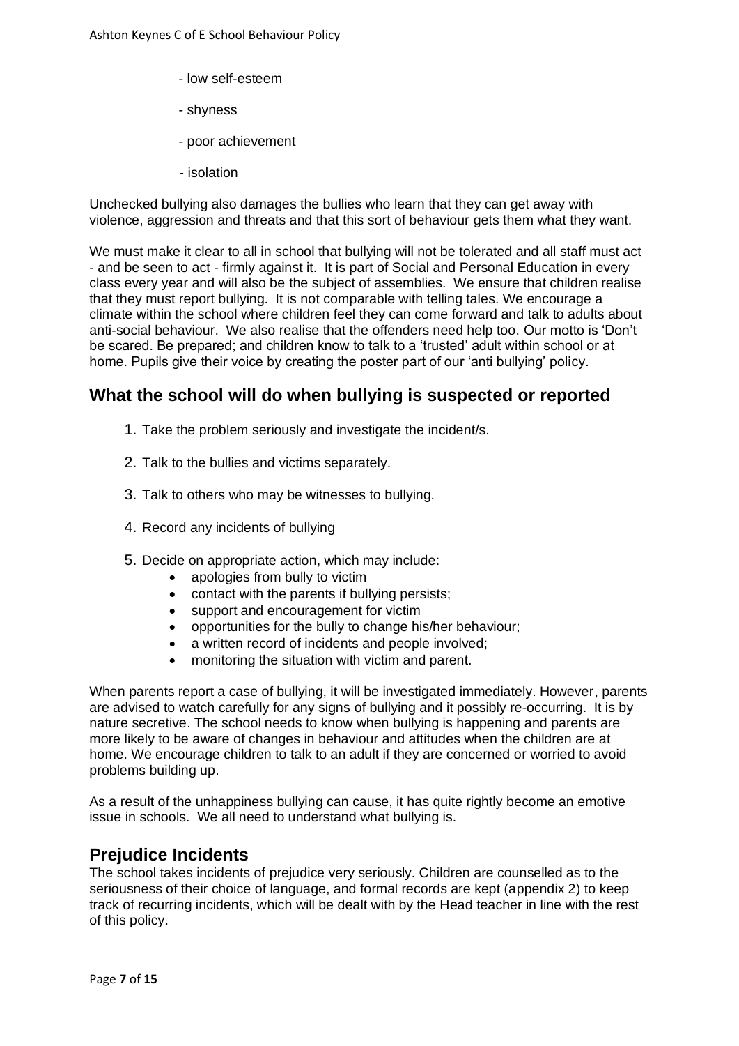- low self-esteem

- shyness

- poor achievement

- isolation

Unchecked bullying also damages the bullies who learn that they can get away with violence, aggression and threats and that this sort of behaviour gets them what they want.

We must make it clear to all in school that bullying will not be tolerated and all staff must act - and be seen to act - firmly against it. It is part of Social and Personal Education in every class every year and will also be the subject of assemblies. We ensure that children realise that they must report bullying. It is not comparable with telling tales. We encourage a climate within the school where children feel they can come forward and talk to adults about anti-social behaviour. We also realise that the offenders need help too. Our motto is 'Don't be scared. Be prepared; and children know to talk to a 'trusted' adult within school or at home. Pupils give their voice by creating the poster part of our 'anti bullying' policy.

## What the school will do when bullying is suspected or reported

1. Take the problem seriously and investigate the incident/s.
2. Talk to the bullies and victims separately.
3. Talk to others who may be witnesses to bullying.
4. Record any incidents of bullying
5. Decide on appropriate action, which may include:
   - apologies from bully to victim
   - contact with the parents if bullying persists;
   - support and encouragement for victim
   - opportunities for the bully to change his/her behaviour;
   - a written record of incidents and people involved;
   - monitoring the situation with victim and parent.

When parents report a case of bullying, it will be investigated immediately. However, parents are advised to watch carefully for any signs of bullying and it possibly re-occurring. It is by nature secretive. The school needs to know when bullying is happening and parents are more likely to be aware of changes in behaviour and attitudes when the children are at home. We encourage children to talk to an adult if they are concerned or worried to avoid problems building up.

As a result of the unhappiness bullying can cause, it has quite rightly become an emotive issue in schools. We all need to understand what bullying is.

## Prejudice Incidents

The school takes incidents of prejudice very seriously. Children are counselled as to the seriousness of their choice of language, and formal records are kept (appendix 2) to keep track of recurring incidents, which will be dealt with by the Head teacher in line with the rest of this policy.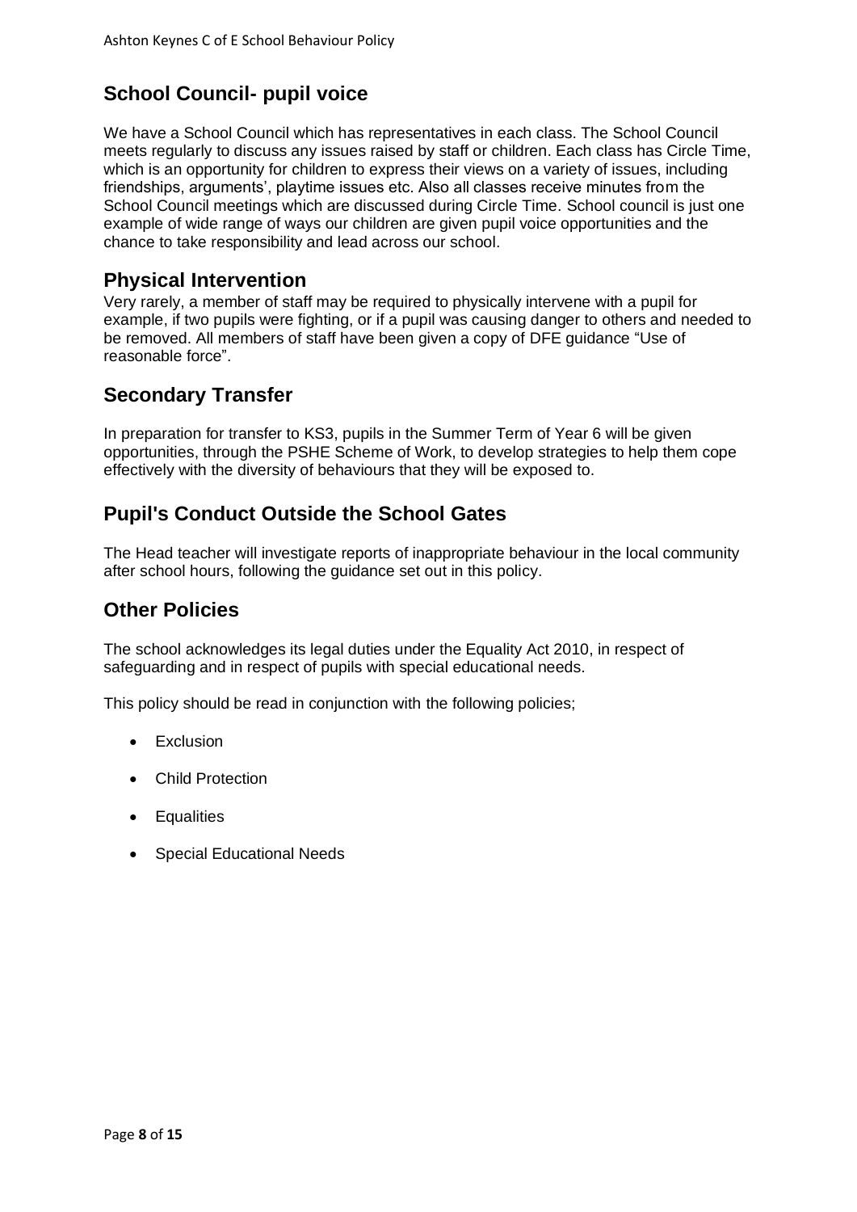## School Council- pupil voice

We have a School Council which has representatives in each class. The School Council meets regularly to discuss any issues raised by staff or children. Each class has Circle Time, which is an opportunity for children to express their views on a variety of issues, including friendships, arguments', playtime issues etc. Also all classes receive minutes from the School Council meetings which are discussed during Circle Time. School council is just one example of wide range of ways our children are given pupil voice opportunities and the chance to take responsibility and lead across our school.

## Physical Intervention

Very rarely, a member of staff may be required to physically intervene with a pupil for example, if two pupils were fighting, or if a pupil was causing danger to others and needed to be removed. All members of staff have been given a copy of DFE guidance "Use of reasonable force".

## Secondary Transfer

In preparation for transfer to KS3, pupils in the Summer Term of Year 6 will be given opportunities, through the PSHE Scheme of Work, to develop strategies to help them cope effectively with the diversity of behaviours that they will be exposed to.

## Pupil's Conduct Outside the School Gates

The Head teacher will investigate reports of inappropriate behaviour in the local community after school hours, following the guidance set out in this policy.

## Other Policies

The school acknowledges its legal duties under the Equality Act 2010, in respect of safeguarding and in respect of pupils with special educational needs.

This policy should be read in conjunction with the following policies;

- Exclusion
- Child Protection
- Equalities
- Special Educational Needs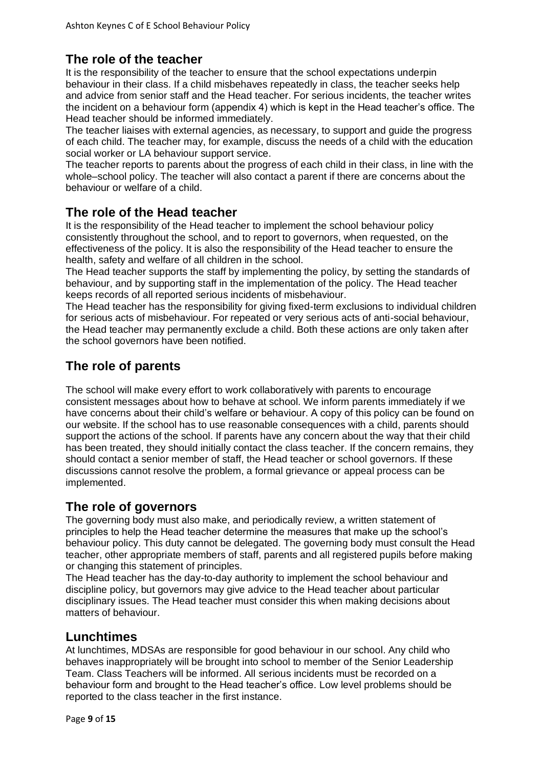## The role of the teacher

It is the responsibility of the teacher to ensure that the school expectations underpin behaviour in their class. If a child misbehaves repeatedly in class, the teacher seeks help and advice from senior staff and the Head teacher. For serious incidents, the teacher writes the incident on a behaviour form (appendix 4) which is kept in the Head teacher's office. The Head teacher should be informed immediately.

The teacher liaises with external agencies, as necessary, to support and guide the progress of each child. The teacher may, for example, discuss the needs of a child with the education social worker or LA behaviour support service.

The teacher reports to parents about the progress of each child in their class, in line with the whole–school policy. The teacher will also contact a parent if there are concerns about the behaviour or welfare of a child.

## The role of the Head teacher

It is the responsibility of the Head teacher to implement the school behaviour policy consistently throughout the school, and to report to governors, when requested, on the effectiveness of the policy. It is also the responsibility of the Head teacher to ensure the health, safety and welfare of all children in the school.

The Head teacher supports the staff by implementing the policy, by setting the standards of behaviour, and by supporting staff in the implementation of the policy. The Head teacher keeps records of all reported serious incidents of misbehaviour.

The Head teacher has the responsibility for giving fixed-term exclusions to individual children for serious acts of misbehaviour. For repeated or very serious acts of anti-social behaviour, the Head teacher may permanently exclude a child. Both these actions are only taken after the school governors have been notified.

## The role of parents

The school will make every effort to work collaboratively with parents to encourage consistent messages about how to behave at school. We inform parents immediately if we have concerns about their child's welfare or behaviour. A copy of this policy can be found on our website. If the school has to use reasonable consequences with a child, parents should support the actions of the school. If parents have any concern about the way that their child has been treated, they should initially contact the class teacher. If the concern remains, they should contact a senior member of staff, the Head teacher or school governors. If these discussions cannot resolve the problem, a formal grievance or appeal process can be implemented.

## The role of governors

The governing body must also make, and periodically review, a written statement of principles to help the Head teacher determine the measures that make up the school's behaviour policy. This duty cannot be delegated. The governing body must consult the Head teacher, other appropriate members of staff, parents and all registered pupils before making or changing this statement of principles.

The Head teacher has the day-to-day authority to implement the school behaviour and discipline policy, but governors may give advice to the Head teacher about particular disciplinary issues. The Head teacher must consider this when making decisions about matters of behaviour.

## Lunchtimes

At lunchtimes, MDSAs are responsible for good behaviour in our school. Any child who behaves inappropriately will be brought into school to member of the Senior Leadership Team. Class Teachers will be informed. All serious incidents must be recorded on a behaviour form and brought to the Head teacher's office. Low level problems should be reported to the class teacher in the first instance.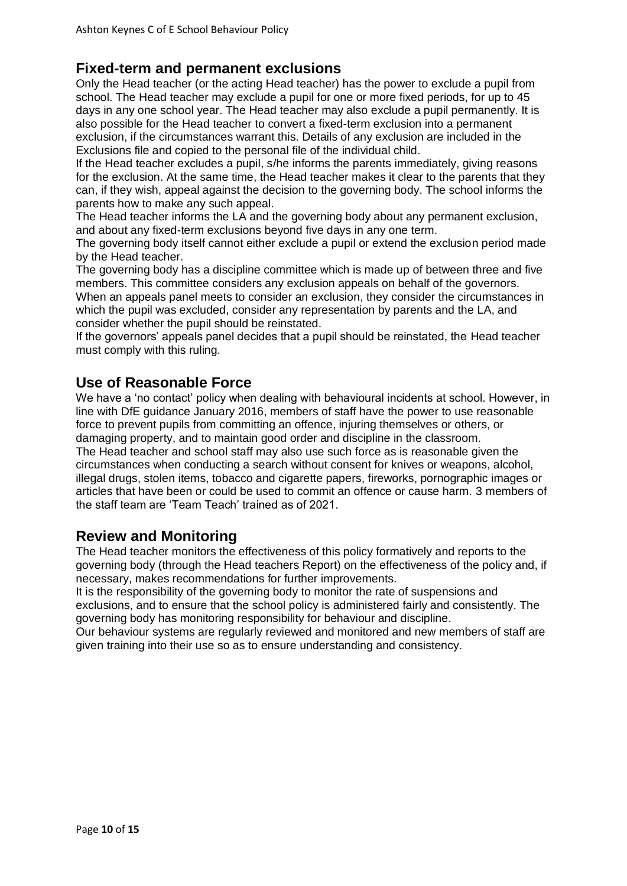## Fixed-term and permanent exclusions

Only the Head teacher (or the acting Head teacher) has the power to exclude a pupil from school. The Head teacher may exclude a pupil for one or more fixed periods, for up to 45 days in any one school year. The Head teacher may also exclude a pupil permanently. It is also possible for the Head teacher to convert a fixed-term exclusion into a permanent exclusion, if the circumstances warrant this. Details of any exclusion are included in the Exclusions file and copied to the personal file of the individual child.

If the Head teacher excludes a pupil, s/he informs the parents immediately, giving reasons for the exclusion. At the same time, the Head teacher makes it clear to the parents that they can, if they wish, appeal against the decision to the governing body. The school informs the parents how to make any such appeal.

The Head teacher informs the LA and the governing body about any permanent exclusion, and about any fixed-term exclusions beyond five days in any one term.

The governing body itself cannot either exclude a pupil or extend the exclusion period made by the Head teacher.

The governing body has a discipline committee which is made up of between three and five members. This committee considers any exclusion appeals on behalf of the governors.

When an appeals panel meets to consider an exclusion, they consider the circumstances in which the pupil was excluded, consider any representation by parents and the LA, and consider whether the pupil should be reinstated.

If the governors' appeals panel decides that a pupil should be reinstated, the Head teacher must comply with this ruling.

## Use of Reasonable Force

We have a 'no contact' policy when dealing with behavioural incidents at school. However, in line with DfE guidance January 2016, members of staff have the power to use reasonable force to prevent pupils from committing an offence, injuring themselves or others, or damaging property, and to maintain good order and discipline in the classroom.

The Head teacher and school staff may also use such force as is reasonable given the circumstances when conducting a search without consent for knives or weapons, alcohol, illegal drugs, stolen items, tobacco and cigarette papers, fireworks, pornographic images or articles that have been or could be used to commit an offence or cause harm. 3 members of the staff team are 'Team Teach' trained as of 2021.

## Review and Monitoring

The Head teacher monitors the effectiveness of this policy formatively and reports to the governing body (through the Head teachers Report) on the effectiveness of the policy and, if necessary, makes recommendations for further improvements.

It is the responsibility of the governing body to monitor the rate of suspensions and exclusions, and to ensure that the school policy is administered fairly and consistently. The governing body has monitoring responsibility for behaviour and discipline.

Our behaviour systems are regularly reviewed and monitored and new members of staff are given training into their use so as to ensure understanding and consistency.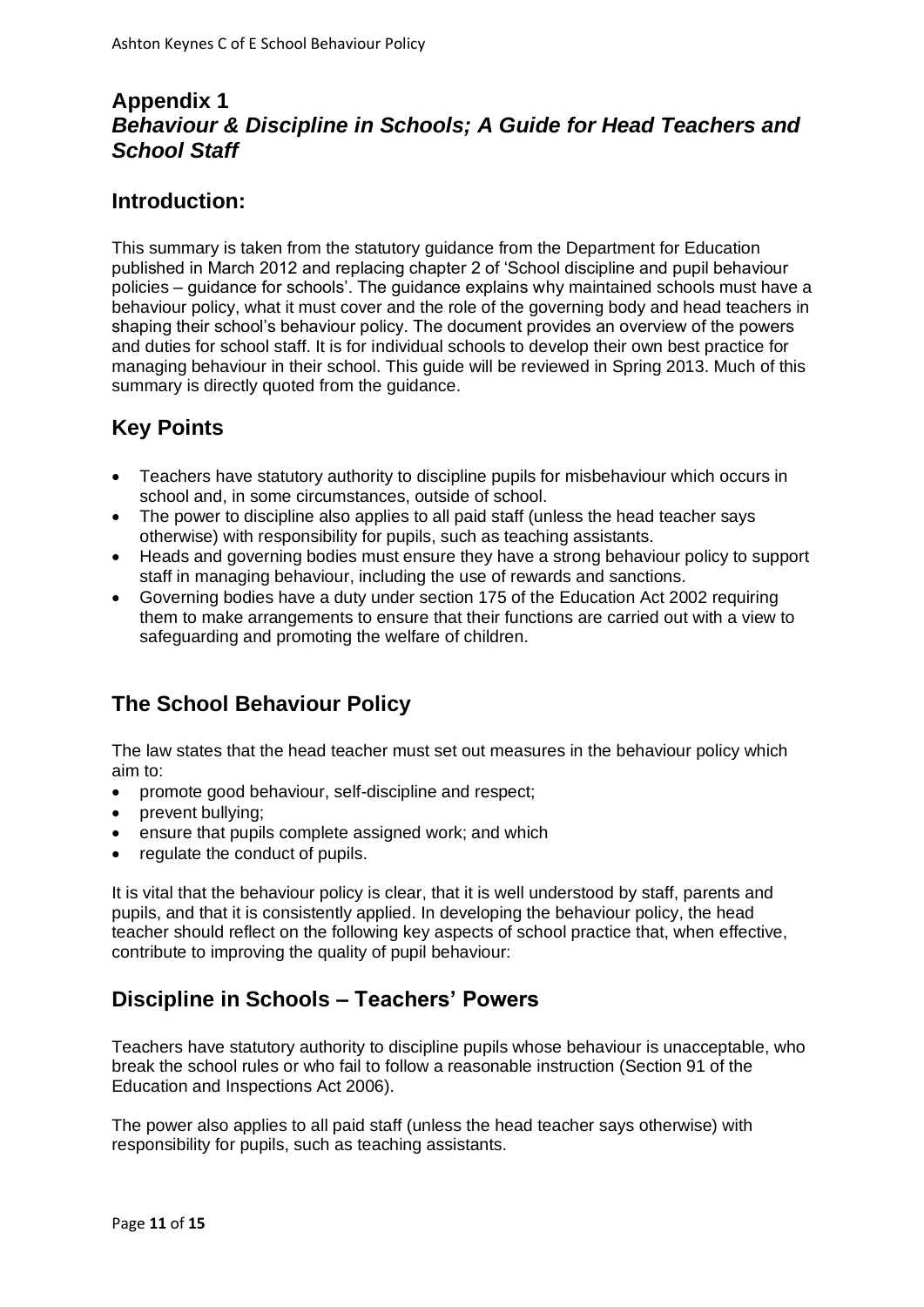# Appendix 1

## *Behaviour & Discipline in Schools; A Guide for Head Teachers and School Staff*

## Introduction:

This summary is taken from the statutory guidance from the Department for Education published in March 2012 and replacing chapter 2 of 'School discipline and pupil behaviour policies – guidance for schools'. The guidance explains why maintained schools must have a behaviour policy, what it must cover and the role of the governing body and head teachers in shaping their school's behaviour policy. The document provides an overview of the powers and duties for school staff. It is for individual schools to develop their own best practice for managing behaviour in their school. This guide will be reviewed in Spring 2013. Much of this summary is directly quoted from the guidance.

## Key Points

- Teachers have statutory authority to discipline pupils for misbehaviour which occurs in school and, in some circumstances, outside of school.
- The power to discipline also applies to all paid staff (unless the head teacher says otherwise) with responsibility for pupils, such as teaching assistants.
- Heads and governing bodies must ensure they have a strong behaviour policy to support staff in managing behaviour, including the use of rewards and sanctions.
- Governing bodies have a duty under section 175 of the Education Act 2002 requiring them to make arrangements to ensure that their functions are carried out with a view to safeguarding and promoting the welfare of children.

## The School Behaviour Policy

The law states that the head teacher must set out measures in the behaviour policy which aim to:

- promote good behaviour, self-discipline and respect;
- prevent bullying;
- ensure that pupils complete assigned work; and which
- regulate the conduct of pupils.

It is vital that the behaviour policy is clear, that it is well understood by staff, parents and pupils, and that it is consistently applied. In developing the behaviour policy, the head teacher should reflect on the following key aspects of school practice that, when effective, contribute to improving the quality of pupil behaviour:

## Discipline in Schools – Teachers' Powers

Teachers have statutory authority to discipline pupils whose behaviour is unacceptable, who break the school rules or who fail to follow a reasonable instruction (Section 91 of the Education and Inspections Act 2006).

The power also applies to all paid staff (unless the head teacher says otherwise) with responsibility for pupils, such as teaching assistants.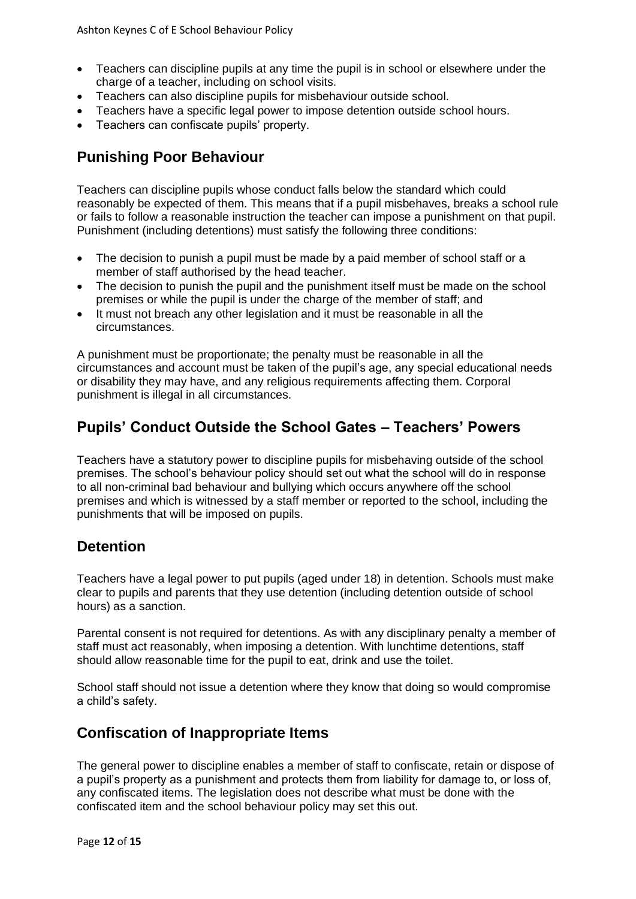- Teachers can discipline pupils at any time the pupil is in school or elsewhere under the charge of a teacher, including on school visits.
- Teachers can also discipline pupils for misbehaviour outside school.
- Teachers have a specific legal power to impose detention outside school hours.
- Teachers can confiscate pupils' property.

## Punishing Poor Behaviour

Teachers can discipline pupils whose conduct falls below the standard which could reasonably be expected of them. This means that if a pupil misbehaves, breaks a school rule or fails to follow a reasonable instruction the teacher can impose a punishment on that pupil. Punishment (including detentions) must satisfy the following three conditions:

- The decision to punish a pupil must be made by a paid member of school staff or a member of staff authorised by the head teacher.
- The decision to punish the pupil and the punishment itself must be made on the school premises or while the pupil is under the charge of the member of staff; and
- It must not breach any other legislation and it must be reasonable in all the circumstances.

A punishment must be proportionate; the penalty must be reasonable in all the circumstances and account must be taken of the pupil's age, any special educational needs or disability they may have, and any religious requirements affecting them. Corporal punishment is illegal in all circumstances.

## Pupils' Conduct Outside the School Gates – Teachers' Powers

Teachers have a statutory power to discipline pupils for misbehaving outside of the school premises. The school's behaviour policy should set out what the school will do in response to all non-criminal bad behaviour and bullying which occurs anywhere off the school premises and which is witnessed by a staff member or reported to the school, including the punishments that will be imposed on pupils.

## Detention

Teachers have a legal power to put pupils (aged under 18) in detention. Schools must make clear to pupils and parents that they use detention (including detention outside of school hours) as a sanction.

Parental consent is not required for detentions. As with any disciplinary penalty a member of staff must act reasonably, when imposing a detention. With lunchtime detentions, staff should allow reasonable time for the pupil to eat, drink and use the toilet.

School staff should not issue a detention where they know that doing so would compromise a child's safety.

## Confiscation of Inappropriate Items

The general power to discipline enables a member of staff to confiscate, retain or dispose of a pupil's property as a punishment and protects them from liability for damage to, or loss of, any confiscated items. The legislation does not describe what must be done with the confiscated item and the school behaviour policy may set this out.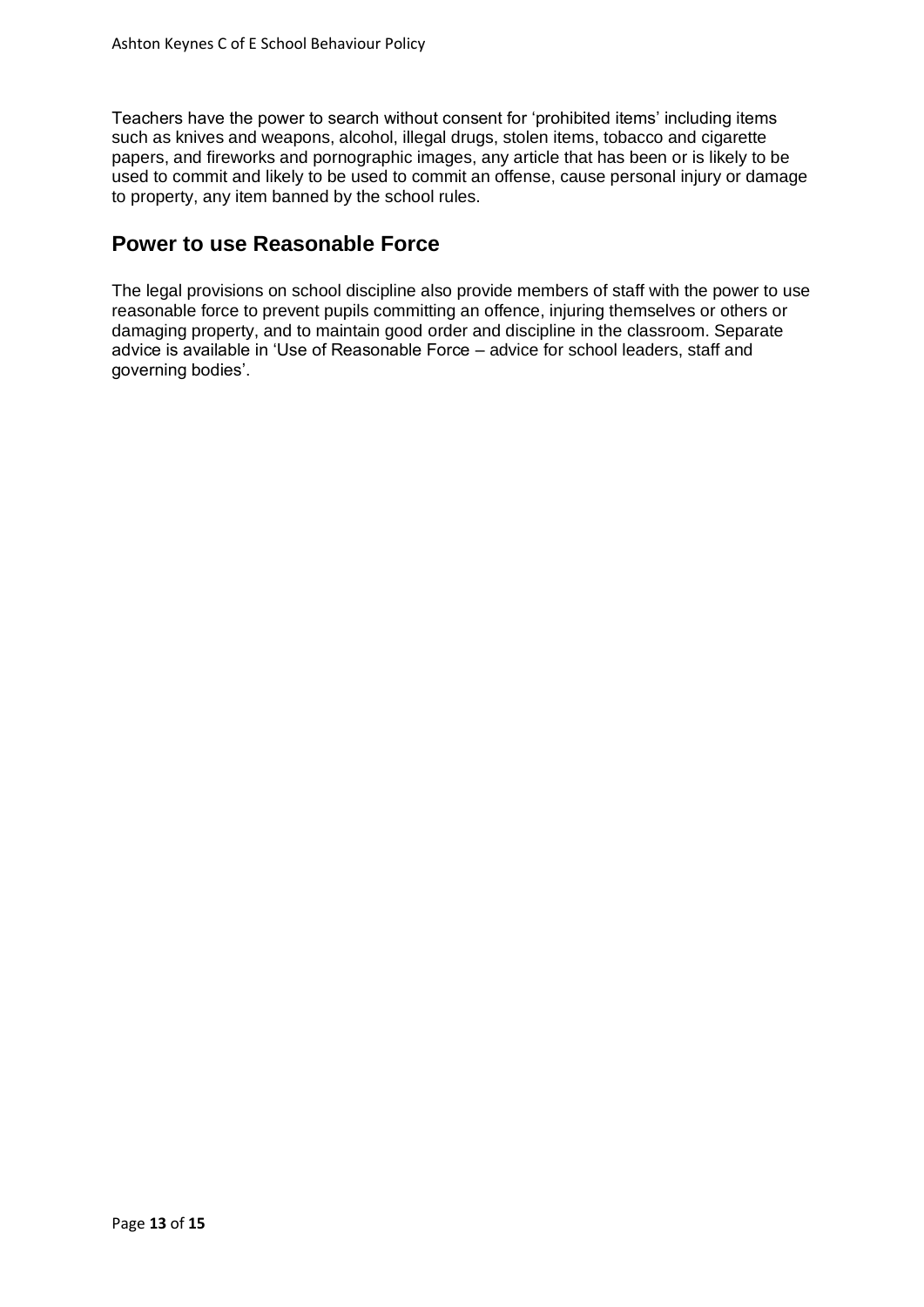Teachers have the power to search without consent for 'prohibited items' including items such as knives and weapons, alcohol, illegal drugs, stolen items, tobacco and cigarette papers, and fireworks and pornographic images, any article that has been or is likely to be used to commit and likely to be used to commit an offense, cause personal injury or damage to property, any item banned by the school rules.

## Power to use Reasonable Force

The legal provisions on school discipline also provide members of staff with the power to use reasonable force to prevent pupils committing an offence, injuring themselves or others or damaging property, and to maintain good order and discipline in the classroom. Separate advice is available in 'Use of Reasonable Force – advice for school leaders, staff and governing bodies'.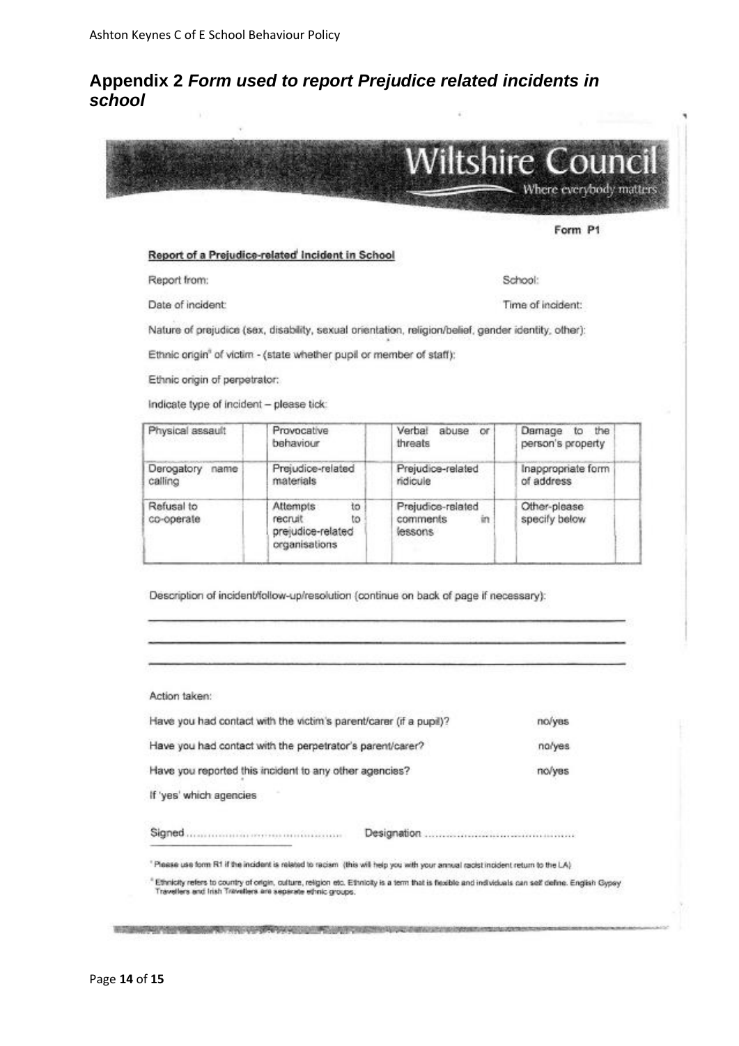## Appendix 2 *Form used to report Prejudice related incidents in school*

**Wiltshire Council**
Where everybody matters

Form P1

**Report of a Prejudice-related[i] Incident in School**

Report from: School:

Date of incident: Time of incident:

Nature of prejudice (sex, disability, sexual orientation, religion/belief, gender identity, other):

Ethnic origin[ii] of victim - (state whether pupil or member of staff):

Ethnic origin of perpetrator:

Indicate type of incident – please tick:

| Physical assault | | Provocative behaviour | | Verbal abuse or threats | | Damage to the person's property | |
|---|---|---|---|---|---|---|---|
| Derogatory name calling | | Prejudice-related materials | | Prejudice-related ridicule | | Inappropriate form of address | |
| Refusal to co-operate | | Attempts to recruit to prejudice-related organisations | | Prejudice-related comments in lessons | | Other-please specify below | |

Description of incident/follow-up/resolution (continue on back of page if necessary):

\_\_\_\_\_\_\_\_\_\_\_\_\_\_\_\_\_\_\_\_\_\_\_\_\_\_\_\_\_\_\_\_\_\_\_\_\_\_\_\_\_\_\_\_

\_\_\_\_\_\_\_\_\_\_\_\_\_\_\_\_\_\_\_\_\_\_\_\_\_\_\_\_\_\_\_\_\_\_\_\_\_\_\_\_\_\_\_\_

\_\_\_\_\_\_\_\_\_\_\_\_\_\_\_\_\_\_\_\_\_\_\_\_\_\_\_\_\_\_\_\_\_\_\_\_\_\_\_\_\_\_\_\_

Action taken:

Have you had contact with the victim's parent/carer (if a pupil)? no/yes

Have you had contact with the perpetrator's parent/carer? no/yes

Have you reported this incident to any other agencies? no/yes

If 'yes' which agencies

Signed………………………………………… Designation ……………………………………

[i] Please use form R1 if the incident is related to racism (this will help you with your annual racist incident return to the LA)

[ii] Ethnicity refers to country of origin, culture, religion etc. Ethnicity is a term that is flexible and individuals can self define. English Gypsy Travellers and Irish Travellers are separate ethnic groups.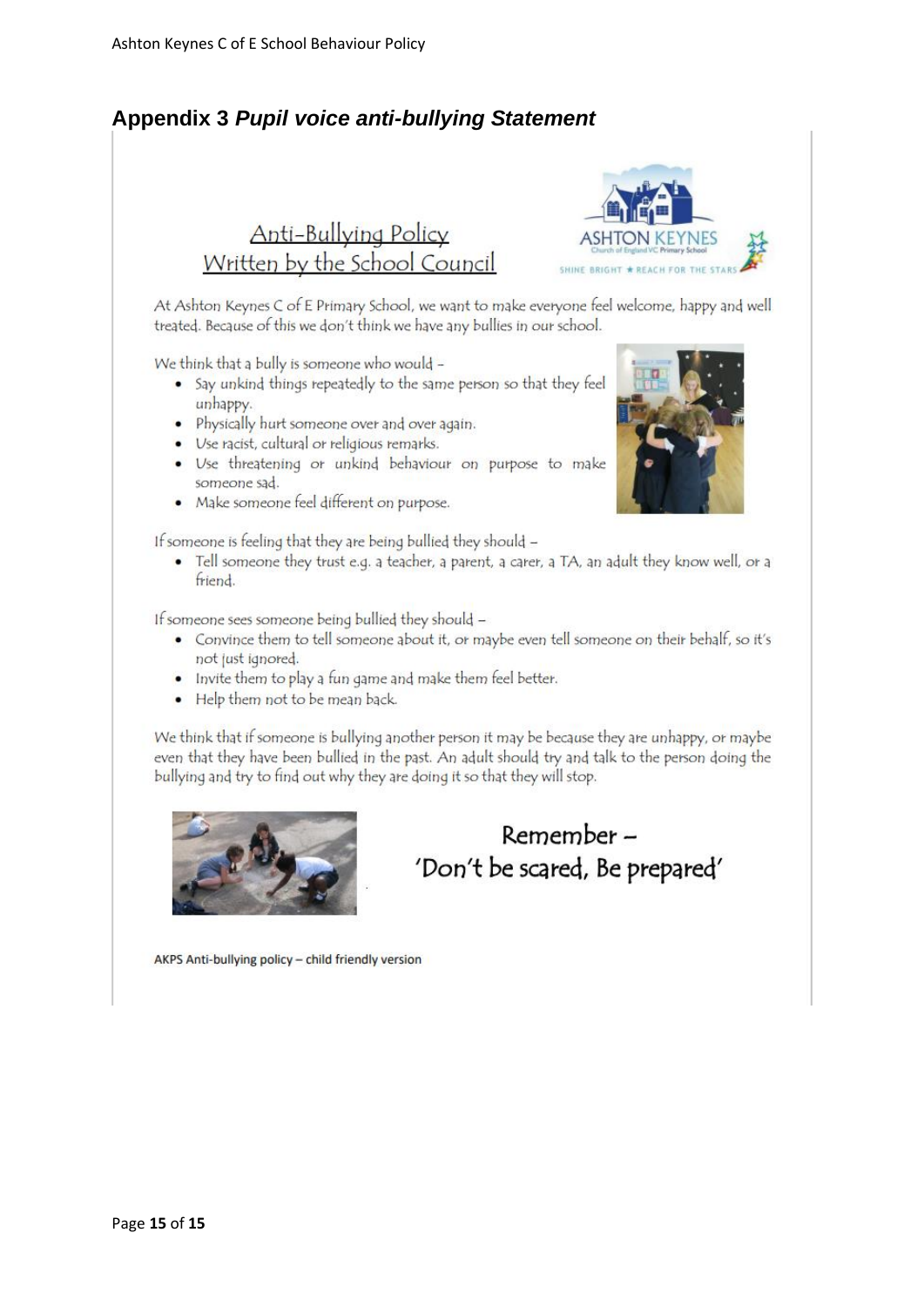## Appendix 3 *Pupil voice anti-bullying Statement*

### Anti-Bullying Policy
### Written by the School Council

ASHTON KEYNES
Church of England VC Primary School
SHINE BRIGHT ★ REACH FOR THE STARS

At Ashton Keynes C of E Primary School, we want to make everyone feel welcome, happy and well treated. Because of this we don't think we have any bullies in our school.

We think that a bully is someone who would –

- Say unkind things repeatedly to the same person so that they feel unhappy.
- Physically hurt someone over and over again.
- Use racist, cultural or religious remarks.
- Use threatening or unkind behaviour on purpose to make someone sad.
- Make someone feel different on purpose.

If someone is feeling that they are being bullied they should –

- Tell someone they trust e.g. a teacher, a parent, a carer, a TA, an adult they know well, or a friend.

If someone sees someone being bullied they should –

- Convince them to tell someone about it, or maybe even tell someone on their behalf, so it's not just ignored.
- Invite them to play a fun game and make them feel better.
- Help them not to be mean back.

We think that if someone is bullying another person it may be because they are unhappy, or maybe even that they have been bullied in the past. An adult should try and talk to the person doing the bullying and try to find out why they are doing it so that they will stop.

Remember –
'Don't be scared, Be prepared'

AKPS Anti-bullying policy – child friendly version